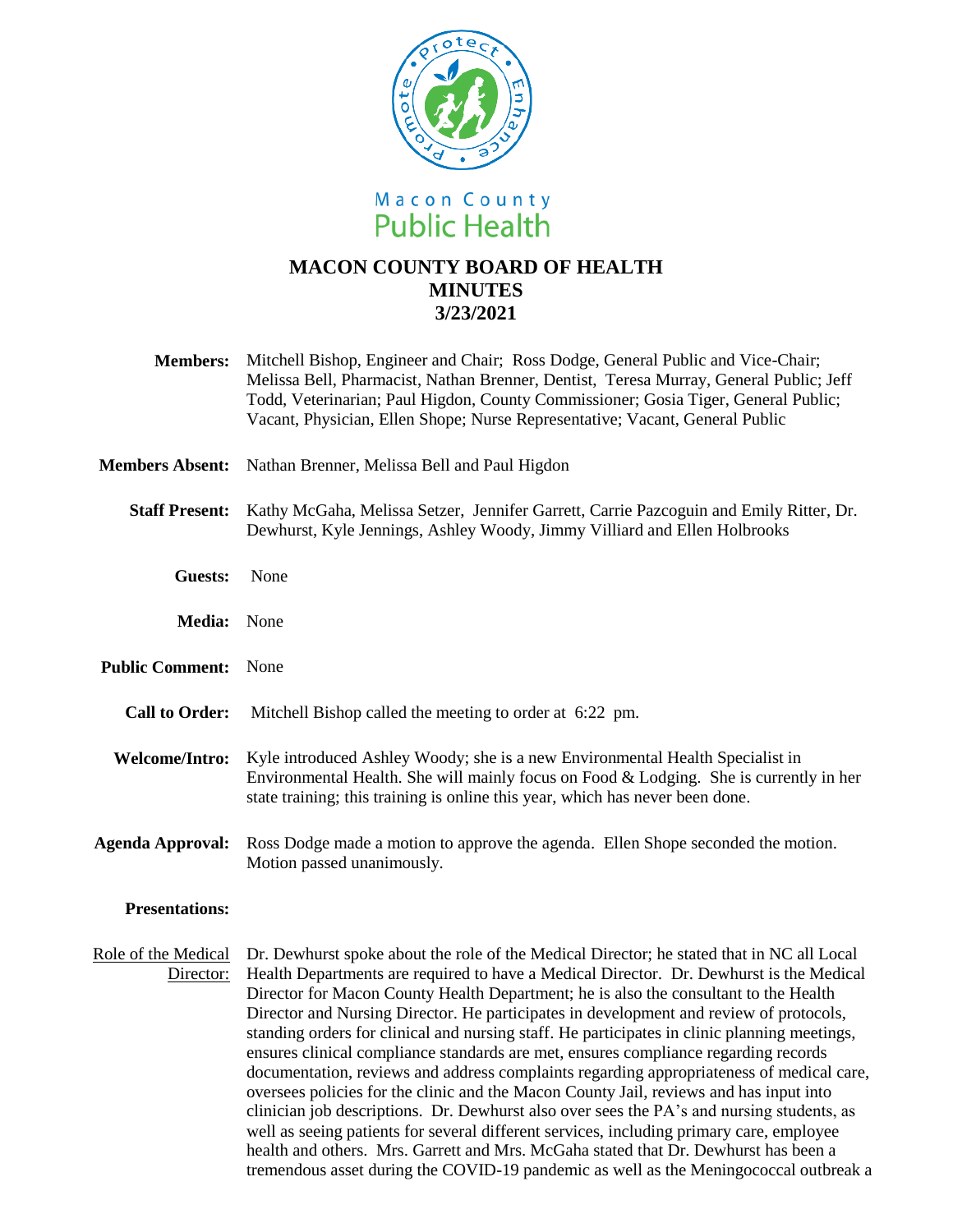Macon County Public Health

# MACON COUNTY BOARD OF HEALTH MINUTES 3/23/2021

**Members:** Mitchell Bishop, Engineer and Chair; Ross Dodge, General Public and Vice-Chair; Melissa Bell, Pharmacist, Nathan Brenner, Dentist, Teresa Murray, General Public; Jeff Todd, Veterinarian; Paul Higdon, County Commissioner; Gosia Tiger, General Public; Vacant, Physician, Ellen Shope; Nurse Representative; Vacant, General Public

**Members Absent:** Nathan Brenner, Melissa Bell and Paul Higdon

**Staff Present:** Kathy McGaha, Melissa Setzer, Jennifer Garrett, Carrie Pazcoguin and Emily Ritter, Dr. Dewhurst, Kyle Jennings, Ashley Woody, Jimmy Villiard and Ellen Holbrooks

**Guests:** None

**Media:** None

**Public Comment:** None

**Call to Order:** Mitchell Bishop called the meeting to order at 6:22 pm.

**Welcome/Intro:** Kyle introduced Ashley Woody; she is a new Environmental Health Specialist in Environmental Health. She will mainly focus on Food & Lodging. She is currently in her state training; this training is online this year, which has never been done.

**Agenda Approval:** Ross Dodge made a motion to approve the agenda. Ellen Shope seconded the motion. Motion passed unanimously.

**Presentations:**

Role of the Medical Director: Dr. Dewhurst spoke about the role of the Medical Director; he stated that in NC all Local Health Departments are required to have a Medical Director. Dr. Dewhurst is the Medical Director for Macon County Health Department; he is also the consultant to the Health Director and Nursing Director. He participates in development and review of protocols, standing orders for clinical and nursing staff. He participates in clinic planning meetings, ensures clinical compliance standards are met, ensures compliance regarding records documentation, reviews and address complaints regarding appropriateness of medical care, oversees policies for the clinic and the Macon County Jail, reviews and has input into clinician job descriptions. Dr. Dewhurst also over sees the PA's and nursing students, as well as seeing patients for several different services, including primary care, employee health and others. Mrs. Garrett and Mrs. McGaha stated that Dr. Dewhurst has been a tremendous asset during the COVID-19 pandemic as well as the Meningococcal outbreak a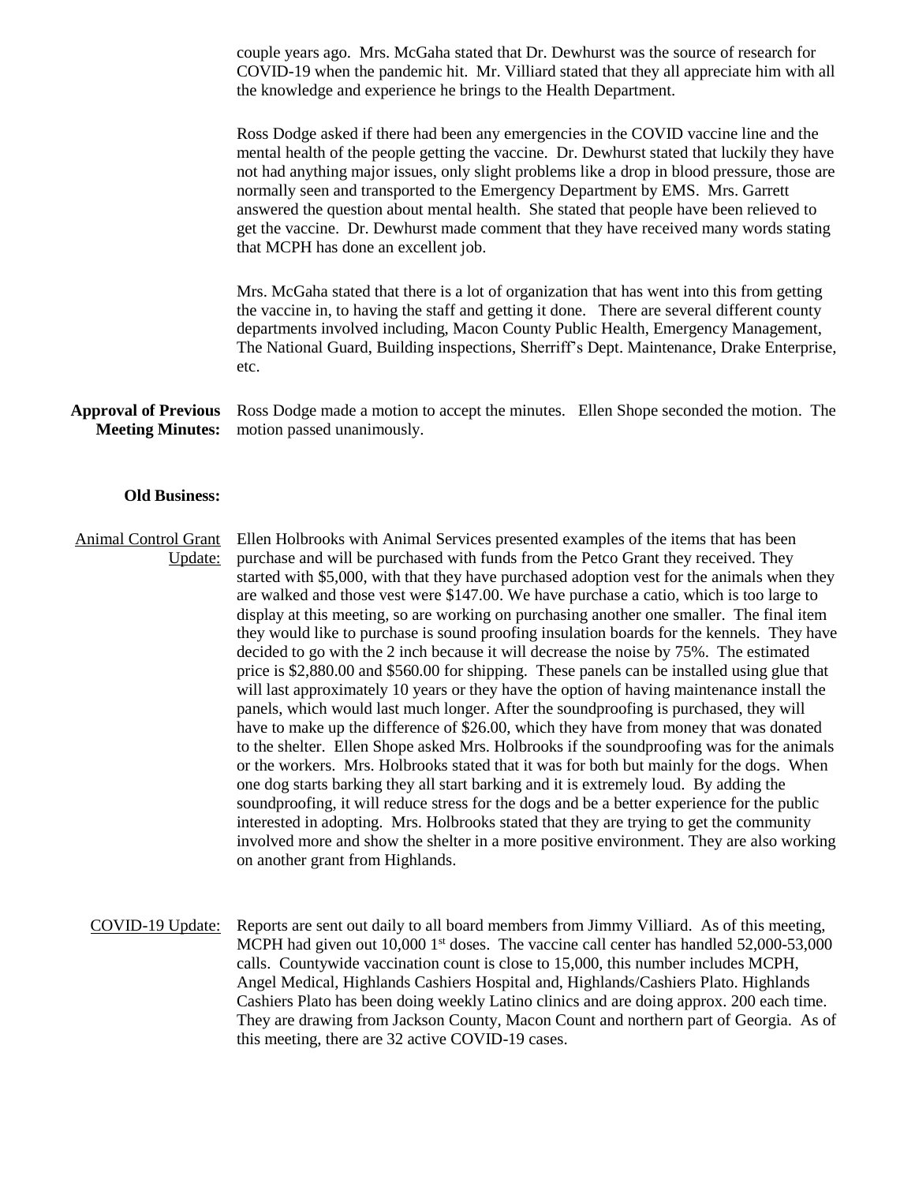couple years ago. Mrs. McGaha stated that Dr. Dewhurst was the source of research for COVID-19 when the pandemic hit. Mr. Villiard stated that they all appreciate him with all the knowledge and experience he brings to the Health Department.

Ross Dodge asked if there had been any emergencies in the COVID vaccine line and the mental health of the people getting the vaccine. Dr. Dewhurst stated that luckily they have not had anything major issues, only slight problems like a drop in blood pressure, those are normally seen and transported to the Emergency Department by EMS. Mrs. Garrett answered the question about mental health. She stated that people have been relieved to get the vaccine. Dr. Dewhurst made comment that they have received many words stating that MCPH has done an excellent job.

Mrs. McGaha stated that there is a lot of organization that has went into this from getting the vaccine in, to having the staff and getting it done. There are several different county departments involved including, Macon County Public Health, Emergency Management, The National Guard, Building inspections, Sherriff's Dept. Maintenance, Drake Enterprise, etc.

**Approval of Previous Meeting Minutes:** Ross Dodge made a motion to accept the minutes. Ellen Shope seconded the motion. The motion passed unanimously.

**Old Business:**

Animal Control Grant Update: Ellen Holbrooks with Animal Services presented examples of the items that has been purchase and will be purchased with funds from the Petco Grant they received. They started with $5,000, with that they have purchased adoption vest for the animals when they are walked and those vest were $147.00. We have purchase a catio, which is too large to display at this meeting, so are working on purchasing another one smaller. The final item they would like to purchase is sound proofing insulation boards for the kennels. They have decided to go with the 2 inch because it will decrease the noise by 75%. The estimated price is $2,880.00 and $560.00 for shipping. These panels can be installed using glue that will last approximately 10 years or they have the option of having maintenance install the panels, which would last much longer. After the soundproofing is purchased, they will have to make up the difference of $26.00, which they have from money that was donated to the shelter. Ellen Shope asked Mrs. Holbrooks if the soundproofing was for the animals or the workers. Mrs. Holbrooks stated that it was for both but mainly for the dogs. When one dog starts barking they all start barking and it is extremely loud. By adding the soundproofing, it will reduce stress for the dogs and be a better experience for the public interested in adopting. Mrs. Holbrooks stated that they are trying to get the community involved more and show the shelter in a more positive environment. They are also working on another grant from Highlands.

COVID-19 Update: Reports are sent out daily to all board members from Jimmy Villiard. As of this meeting, MCPH had given out 10,000 1st doses. The vaccine call center has handled 52,000-53,000 calls. Countywide vaccination count is close to 15,000, this number includes MCPH, Angel Medical, Highlands Cashiers Hospital and, Highlands/Cashiers Plato. Highlands Cashiers Plato has been doing weekly Latino clinics and are doing approx. 200 each time. They are drawing from Jackson County, Macon Count and northern part of Georgia. As of this meeting, there are 32 active COVID-19 cases.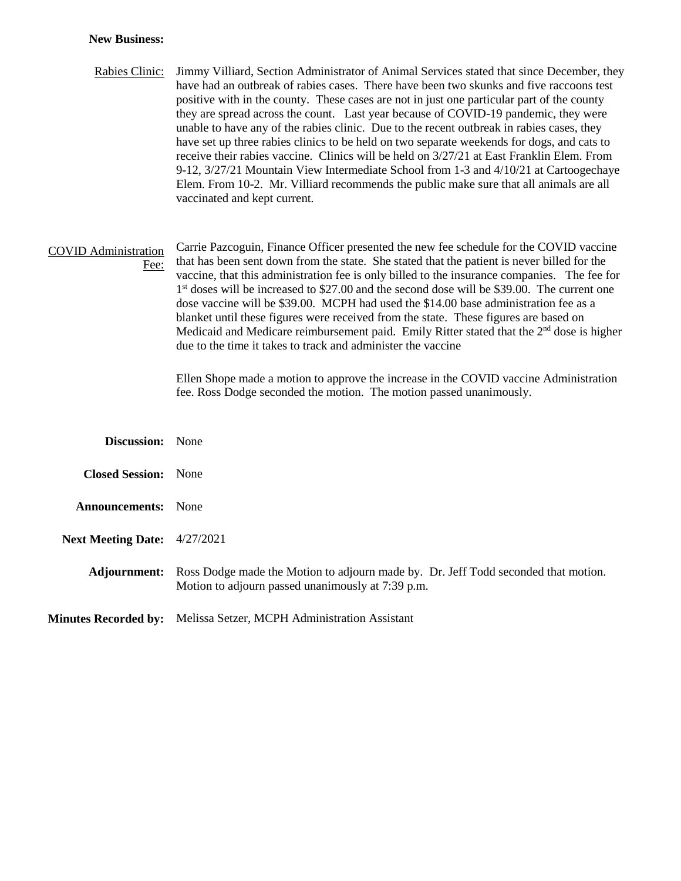**New Business:**

Rabies Clinic: Jimmy Villiard, Section Administrator of Animal Services stated that since December, they have had an outbreak of rabies cases. There have been two skunks and five raccoons test positive with in the county. These cases are not in just one particular part of the county they are spread across the count. Last year because of COVID-19 pandemic, they were unable to have any of the rabies clinic. Due to the recent outbreak in rabies cases, they have set up three rabies clinics to be held on two separate weekends for dogs, and cats to receive their rabies vaccine. Clinics will be held on 3/27/21 at East Franklin Elem. From 9-12, 3/27/21 Mountain View Intermediate School from 1-3 and 4/10/21 at Cartoogechaye Elem. From 10-2. Mr. Villiard recommends the public make sure that all animals are all vaccinated and kept current.

COVID Administration Fee: Carrie Pazcoguin, Finance Officer presented the new fee schedule for the COVID vaccine that has been sent down from the state. She stated that the patient is never billed for the vaccine, that this administration fee is only billed to the insurance companies. The fee for 1st doses will be increased to $27.00 and the second dose will be $39.00. The current one dose vaccine will be $39.00. MCPH had used the $14.00 base administration fee as a blanket until these figures were received from the state. These figures are based on Medicaid and Medicare reimbursement paid. Emily Ritter stated that the 2nd dose is higher due to the time it takes to track and administer the vaccine

Ellen Shope made a motion to approve the increase in the COVID vaccine Administration fee. Ross Dodge seconded the motion. The motion passed unanimously.

**Discussion:** None

**Closed Session:** None

**Announcements:** None

**Next Meeting Date:** 4/27/2021

**Adjournment:** Ross Dodge made the Motion to adjourn made by. Dr. Jeff Todd seconded that motion. Motion to adjourn passed unanimously at 7:39 p.m.

**Minutes Recorded by:** Melissa Setzer, MCPH Administration Assistant